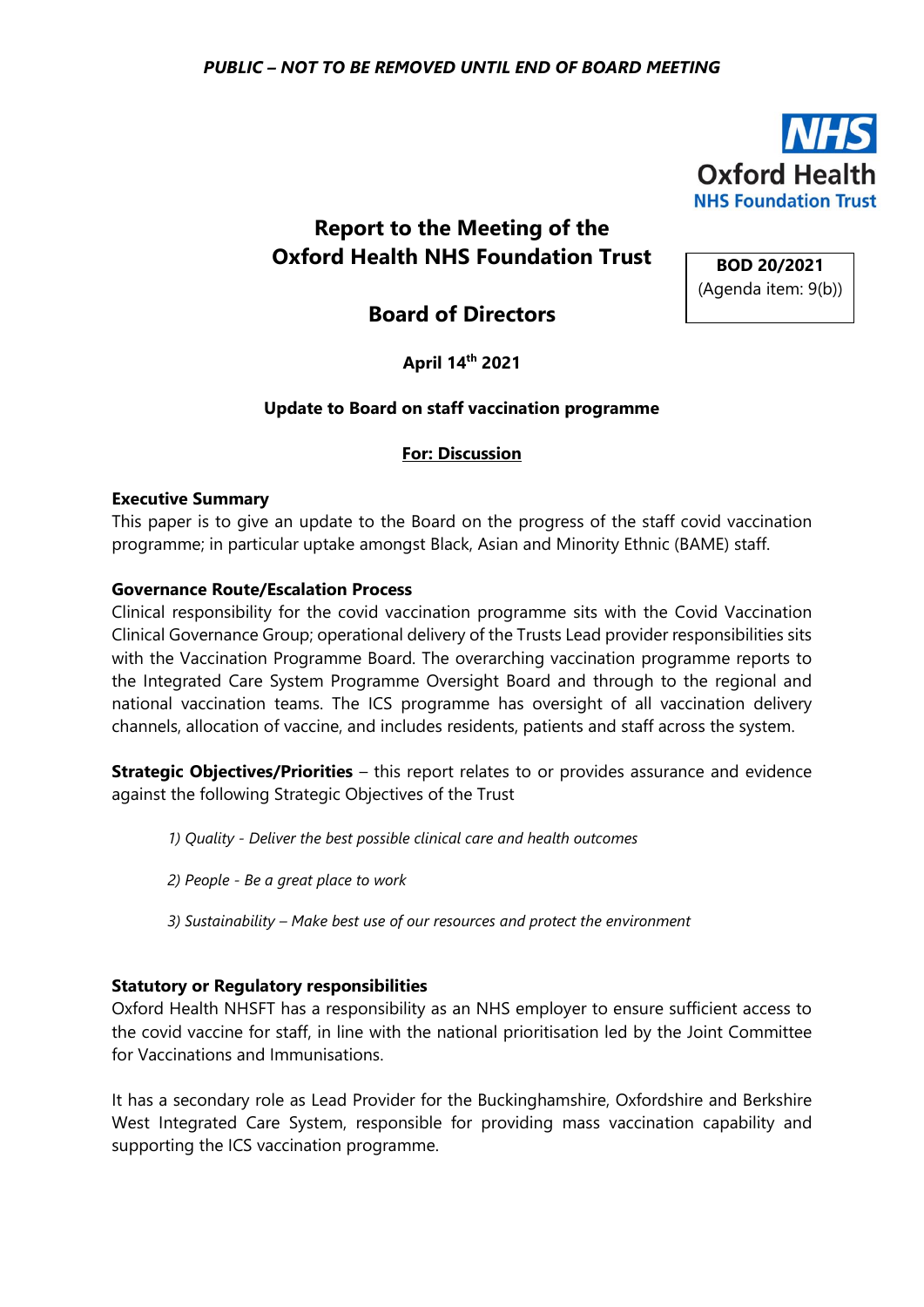*PUBLIC – NOT TO BE REMOVED UNTIL END OF BOARD MEETING*

NHS Oxford Health NHS Foundation Trust

# Report to the Meeting of the Oxford Health NHS Foundation Trust

**BOD 20/2021**
(Agenda item: 9(b))

# Board of Directors

**April 14th 2021**

**Update to Board on staff vaccination programme**

**For: Discussion**

**Executive Summary**
This paper is to give an update to the Board on the progress of the staff covid vaccination programme; in particular uptake amongst Black, Asian and Minority Ethnic (BAME) staff.

**Governance Route/Escalation Process**
Clinical responsibility for the covid vaccination programme sits with the Covid Vaccination Clinical Governance Group; operational delivery of the Trusts Lead provider responsibilities sits with the Vaccination Programme Board. The overarching vaccination programme reports to the Integrated Care System Programme Oversight Board and through to the regional and national vaccination teams. The ICS programme has oversight of all vaccination delivery channels, allocation of vaccine, and includes residents, patients and staff across the system.

**Strategic Objectives/Priorities** – this report relates to or provides assurance and evidence against the following Strategic Objectives of the Trust

*1) Quality - Deliver the best possible clinical care and health outcomes*

*2) People - Be a great place to work*

*3) Sustainability – Make best use of our resources and protect the environment*

**Statutory or Regulatory responsibilities**
Oxford Health NHSFT has a responsibility as an NHS employer to ensure sufficient access to the covid vaccine for staff, in line with the national prioritisation led by the Joint Committee for Vaccinations and Immunisations.

It has a secondary role as Lead Provider for the Buckinghamshire, Oxfordshire and Berkshire West Integrated Care System, responsible for providing mass vaccination capability and supporting the ICS vaccination programme.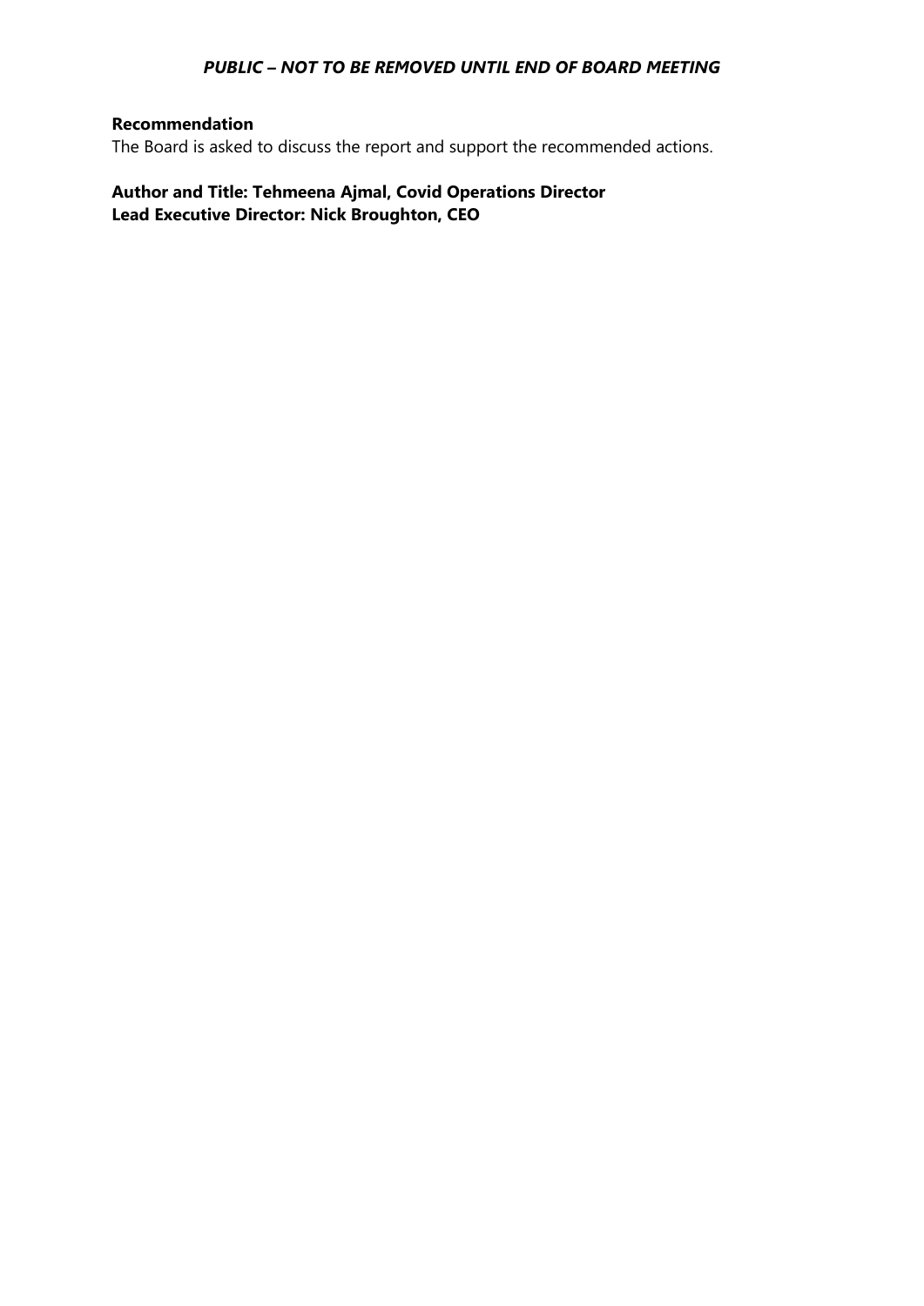### Recommendation

The Board is asked to discuss the report and support the recommended actions.

**Author and Title: Tehmeena Ajmal, Covid Operations Director**
**Lead Executive Director: Nick Broughton, CEO**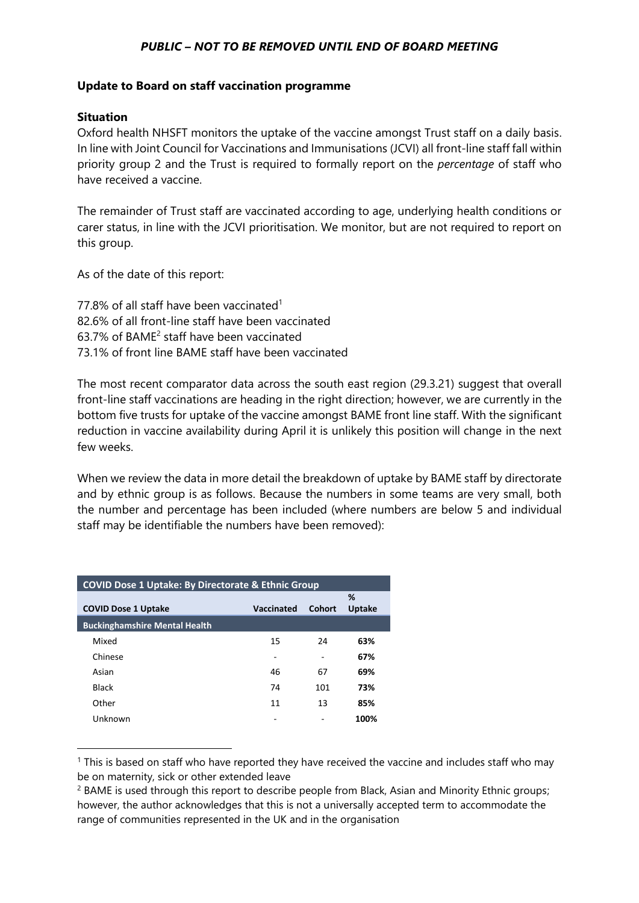*PUBLIC – NOT TO BE REMOVED UNTIL END OF BOARD MEETING*

**Update to Board on staff vaccination programme**

**Situation**

Oxford health NHSFT monitors the uptake of the vaccine amongst Trust staff on a daily basis. In line with Joint Council for Vaccinations and Immunisations (JCVI) all front-line staff fall within priority group 2 and the Trust is required to formally report on the *percentage* of staff who have received a vaccine.

The remainder of Trust staff are vaccinated according to age, underlying health conditions or carer status, in line with the JCVI prioritisation. We monitor, but are not required to report on this group.

As of the date of this report:

77.8% of all staff have been vaccinated[1]
82.6% of all front-line staff have been vaccinated
63.7% of BAME[2] staff have been vaccinated
73.1% of front line BAME staff have been vaccinated

The most recent comparator data across the south east region (29.3.21) suggest that overall front-line staff vaccinations are heading in the right direction; however, we are currently in the bottom five trusts for uptake of the vaccine amongst BAME front line staff. With the significant reduction in vaccine availability during April it is unlikely this position will change in the next few weeks.

When we review the data in more detail the breakdown of uptake by BAME staff by directorate and by ethnic group is as follows. Because the numbers in some teams are very small, both the number and percentage has been included (where numbers are below 5 and individual staff may be identifiable the numbers have been removed):

| COVID Dose 1 Uptake: By Directorate & Ethnic Group | | | |
|---|---|---|---|
| **COVID Dose 1 Uptake** | **Vaccinated** | **Cohort** | **% Uptake** |
| **Buckinghamshire Mental Health** | | | |
| Mixed | 15 | 24 | **63%** |
| Chinese | - | - | **67%** |
| Asian | 46 | 67 | **69%** |
| Black | 74 | 101 | **73%** |
| Other | 11 | 13 | **85%** |
| Unknown | - | - | **100%** |

[1] This is based on staff who have reported they have received the vaccine and includes staff who may be on maternity, sick or other extended leave

[2] BAME is used through this report to describe people from Black, Asian and Minority Ethnic groups; however, the author acknowledges that this is not a universally accepted term to accommodate the range of communities represented in the UK and in the organisation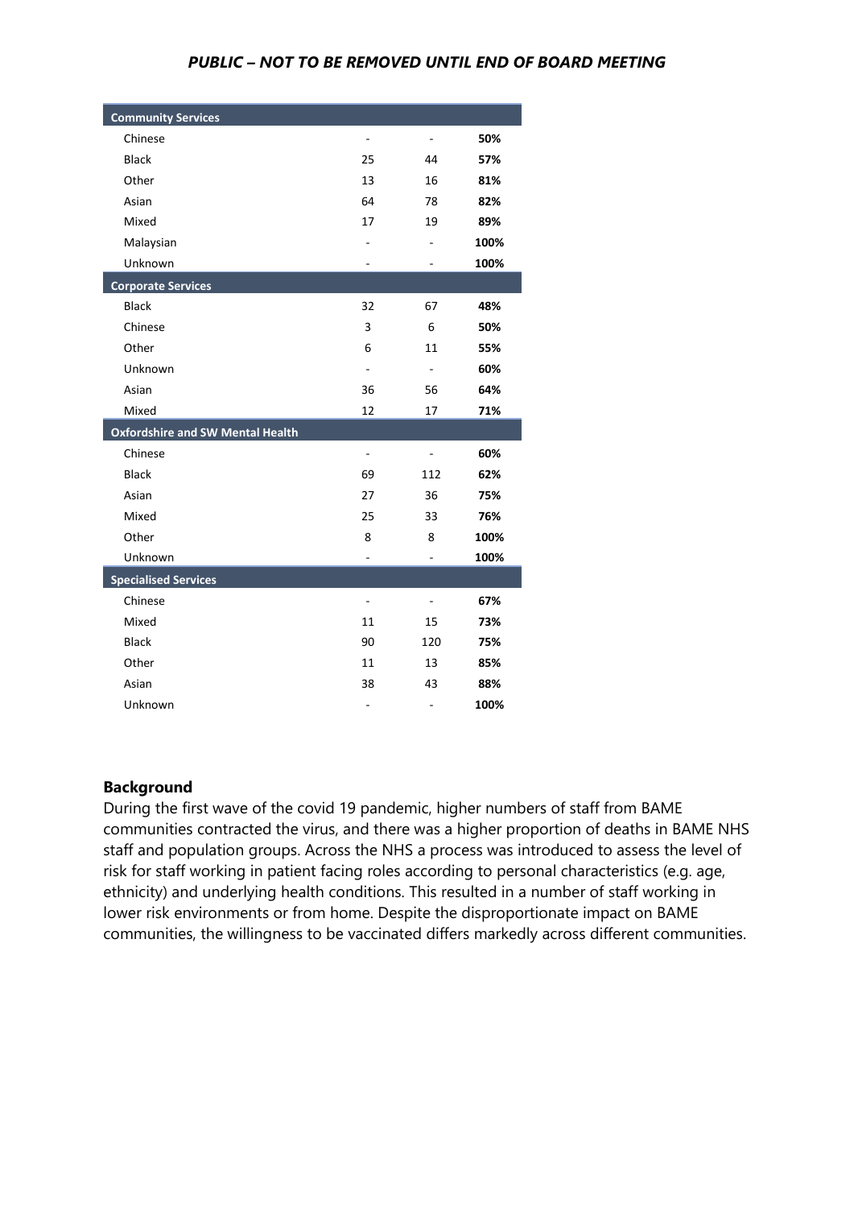*PUBLIC – NOT TO BE REMOVED UNTIL END OF BOARD MEETING*

| | | | |
|---|---|---|---|
| **Community Services** | | | |
| Chinese | - | - | **50%** |
| Black | 25 | 44 | **57%** |
| Other | 13 | 16 | **81%** |
| Asian | 64 | 78 | **82%** |
| Mixed | 17 | 19 | **89%** |
| Malaysian | - | - | **100%** |
| Unknown | - | - | **100%** |
| **Corporate Services** | | | |
| Black | 32 | 67 | **48%** |
| Chinese | 3 | 6 | **50%** |
| Other | 6 | 11 | **55%** |
| Unknown | - | - | **60%** |
| Asian | 36 | 56 | **64%** |
| Mixed | 12 | 17 | **71%** |
| **Oxfordshire and SW Mental Health** | | | |
| Chinese | - | - | **60%** |
| Black | 69 | 112 | **62%** |
| Asian | 27 | 36 | **75%** |
| Mixed | 25 | 33 | **76%** |
| Other | 8 | 8 | **100%** |
| Unknown | - | - | **100%** |
| **Specialised Services** | | | |
| Chinese | - | - | **67%** |
| Mixed | 11 | 15 | **73%** |
| Black | 90 | 120 | **75%** |
| Other | 11 | 13 | **85%** |
| Asian | 38 | 43 | **88%** |
| Unknown | - | - | **100%** |

**Background**

During the first wave of the covid 19 pandemic, higher numbers of staff from BAME communities contracted the virus, and there was a higher proportion of deaths in BAME NHS staff and population groups. Across the NHS a process was introduced to assess the level of risk for staff working in patient facing roles according to personal characteristics (e.g. age, ethnicity) and underlying health conditions. This resulted in a number of staff working in lower risk environments or from home. Despite the disproportionate impact on BAME communities, the willingness to be vaccinated differs markedly across different communities.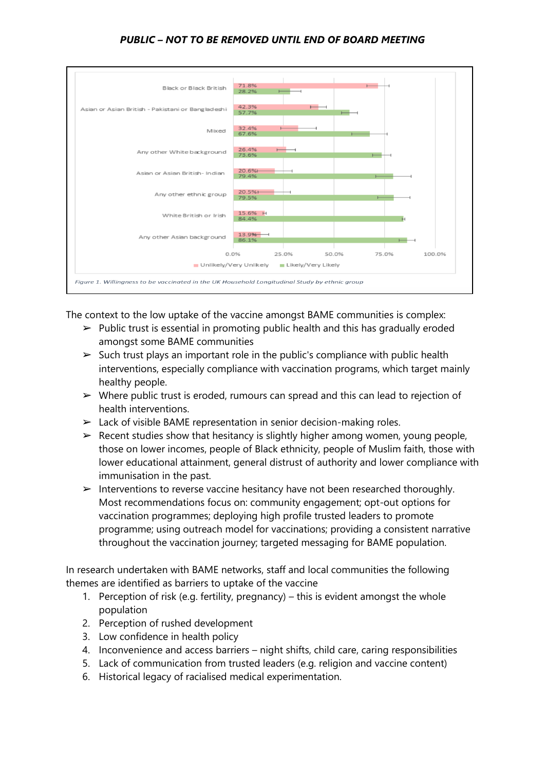| Ethnic group | Unlikely/Very Unlikely | Likely/Very Likely |
|---|---|---|
| Black or Black British | 71.8% | 28.2% |
| Asian or Asian British - Pakistani or Bangladeshi | 42.3% | 57.7% |
| Mixed | 32.4% | 67.6% |
| Any other White background | 26.4% | 73.6% |
| Asian or Asian British - Indian | 20.6% | 79.4% |
| Any other ethnic group | 20.5% | 79.5% |
| White British or Irish | 15.6% | 84.4% |
| Any other Asian background | 13.9% | 86.1% |

*Figure 1. Willingness to be vaccinated in the UK Household Longitudinal Study by ethnic group*

The context to the low uptake of the vaccine amongst BAME communities is complex:

- Public trust is essential in promoting public health and this has gradually eroded amongst some BAME communities
- Such trust plays an important role in the public's compliance with public health interventions, especially compliance with vaccination programs, which target mainly healthy people.
- Where public trust is eroded, rumours can spread and this can lead to rejection of health interventions.
- Lack of visible BAME representation in senior decision-making roles.
- Recent studies show that hesitancy is slightly higher among women, young people, those on lower incomes, people of Black ethnicity, people of Muslim faith, those with lower educational attainment, general distrust of authority and lower compliance with immunisation in the past.
- Interventions to reverse vaccine hesitancy have not been researched thoroughly. Most recommendations focus on: community engagement; opt-out options for vaccination programmes; deploying high profile trusted leaders to promote programme; using outreach model for vaccinations; providing a consistent narrative throughout the vaccination journey; targeted messaging for BAME population.

In research undertaken with BAME networks, staff and local communities the following themes are identified as barriers to uptake of the vaccine

1. Perception of risk (e.g. fertility, pregnancy) – this is evident amongst the whole population
2. Perception of rushed development
3. Low confidence in health policy
4. Inconvenience and access barriers – night shifts, child care, caring responsibilities
5. Lack of communication from trusted leaders (e.g. religion and vaccine content)
6. Historical legacy of racialised medical experimentation.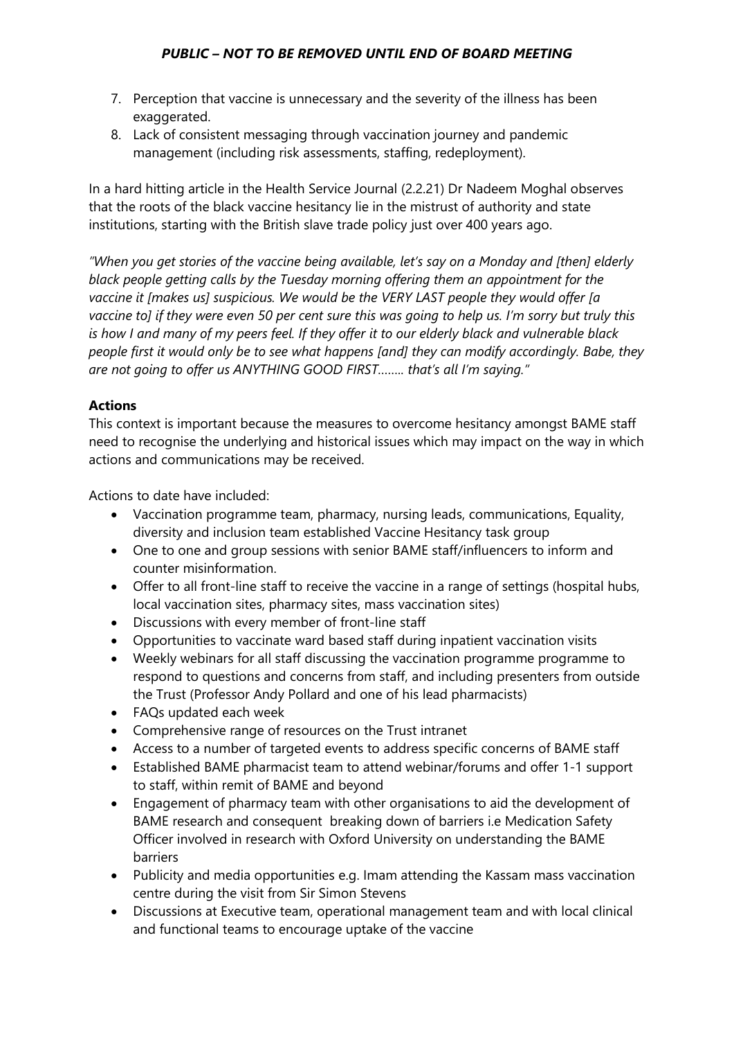7. Perception that vaccine is unnecessary and the severity of the illness has been exaggerated.
8. Lack of consistent messaging through vaccination journey and pandemic management (including risk assessments, staffing, redeployment).

In a hard hitting article in the Health Service Journal (2.2.21) Dr Nadeem Moghal observes that the roots of the black vaccine hesitancy lie in the mistrust of authority and state institutions, starting with the British slave trade policy just over 400 years ago.

*"When you get stories of the vaccine being available, let's say on a Monday and [then] elderly black people getting calls by the Tuesday morning offering them an appointment for the vaccine it [makes us] suspicious. We would be the VERY LAST people they would offer [a vaccine to] if they were even 50 per cent sure this was going to help us. I'm sorry but truly this is how I and many of my peers feel. If they offer it to our elderly black and vulnerable black people first it would only be to see what happens [and] they can modify accordingly. Babe, they are not going to offer us ANYTHING GOOD FIRST…….. that's all I'm saying."*

**Actions**

This context is important because the measures to overcome hesitancy amongst BAME staff need to recognise the underlying and historical issues which may impact on the way in which actions and communications may be received.

Actions to date have included:

- Vaccination programme team, pharmacy, nursing leads, communications, Equality, diversity and inclusion team established Vaccine Hesitancy task group
- One to one and group sessions with senior BAME staff/influencers to inform and counter misinformation.
- Offer to all front-line staff to receive the vaccine in a range of settings (hospital hubs, local vaccination sites, pharmacy sites, mass vaccination sites)
- Discussions with every member of front-line staff
- Opportunities to vaccinate ward based staff during inpatient vaccination visits
- Weekly webinars for all staff discussing the vaccination programme programme to respond to questions and concerns from staff, and including presenters from outside the Trust (Professor Andy Pollard and one of his lead pharmacists)
- FAQs updated each week
- Comprehensive range of resources on the Trust intranet
- Access to a number of targeted events to address specific concerns of BAME staff
- Established BAME pharmacist team to attend webinar/forums and offer 1-1 support to staff, within remit of BAME and beyond
- Engagement of pharmacy team with other organisations to aid the development of BAME research and consequent breaking down of barriers i.e Medication Safety Officer involved in research with Oxford University on understanding the BAME barriers
- Publicity and media opportunities e.g. Imam attending the Kassam mass vaccination centre during the visit from Sir Simon Stevens
- Discussions at Executive team, operational management team and with local clinical and functional teams to encourage uptake of the vaccine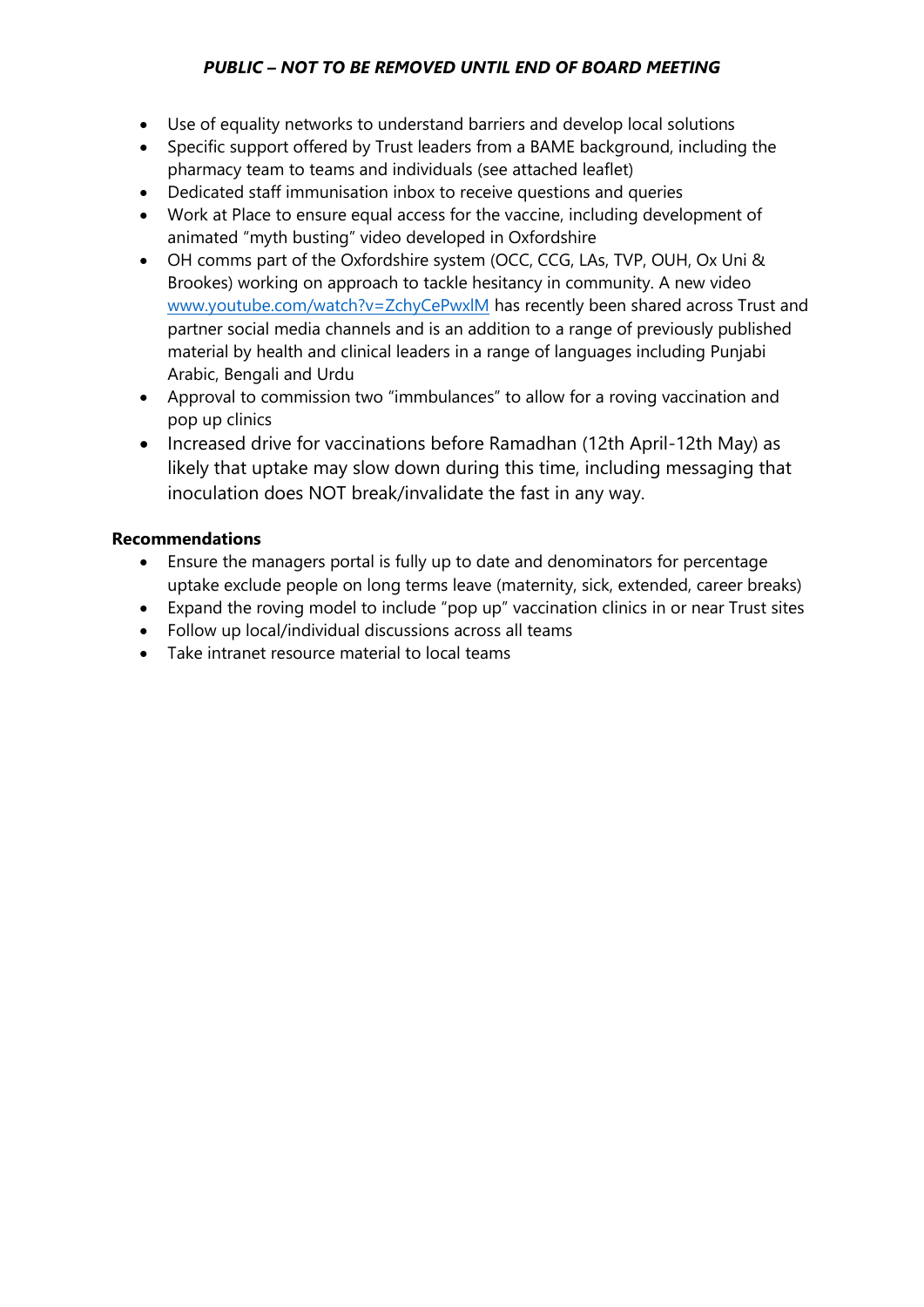- Use of equality networks to understand barriers and develop local solutions
- Specific support offered by Trust leaders from a BAME background, including the pharmacy team to teams and individuals (see attached leaflet)
- Dedicated staff immunisation inbox to receive questions and queries
- Work at Place to ensure equal access for the vaccine, including development of animated "myth busting" video developed in Oxfordshire
- OH comms part of the Oxfordshire system (OCC, CCG, LAs, TVP, OUH, Ox Uni & Brookes) working on approach to tackle hesitancy in community. A new video [www.youtube.com/watch?v=ZchyCePwxlM](www.youtube.com/watch?v=ZchyCePwxlM) has recently been shared across Trust and partner social media channels and is an addition to a range of previously published material by health and clinical leaders in a range of languages including Punjabi Arabic, Bengali and Urdu
- Approval to commission two "immbulances" to allow for a roving vaccination and pop up clinics
- Increased drive for vaccinations before Ramadhan (12th April-12th May) as likely that uptake may slow down during this time, including messaging that inoculation does NOT break/invalidate the fast in any way.

**Recommendations**

- Ensure the managers portal is fully up to date and denominators for percentage uptake exclude people on long terms leave (maternity, sick, extended, career breaks)
- Expand the roving model to include "pop up" vaccination clinics in or near Trust sites
- Follow up local/individual discussions across all teams
- Take intranet resource material to local teams